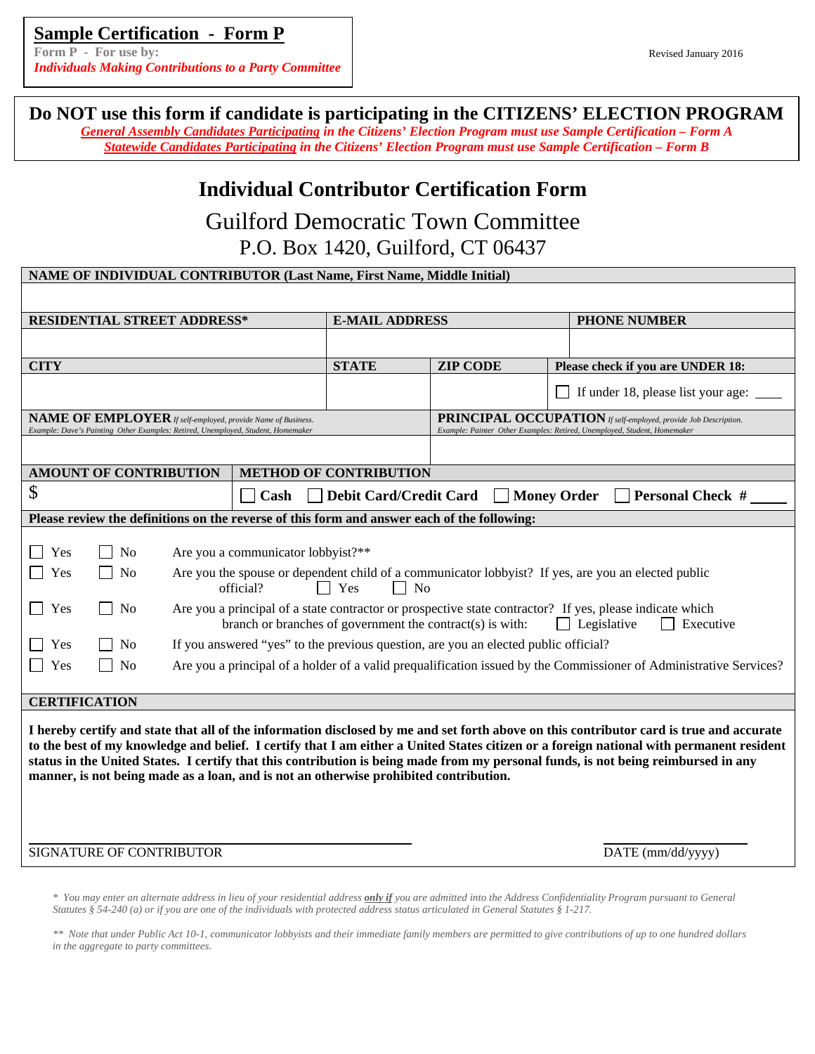**Sample Certification - Form P**

**Form P - For use by:**
***Individuals Making Contributions to a Party Committee***

Revised January 2016

**Do NOT use this form if candidate is participating in the CITIZENS' ELECTION PROGRAM**

***General Assembly Candidates Participating** in the Citizens' Election Program must use Sample Certification – Form A*
***Statewide Candidates Participating** in the Citizens' Election Program must use Sample Certification – Form B*

# Individual Contributor Certification Form

## Guilford Democratic Town Committee

P.O. Box 1420, Guilford, CT 06437

| **NAME OF INDIVIDUAL CONTRIBUTOR (Last Name, First Name, Middle Initial)** | | | |
|---|---|---|---|
| | | | |
| **RESIDENTIAL STREET ADDRESS*** | **E-MAIL ADDRESS** | | **PHONE NUMBER** |
| | | | |
| **CITY** | **STATE** | **ZIP CODE** | **Please check if you are UNDER 18:** |
| | | | ☐ If under 18, please list your age: ____ |
| **NAME OF EMPLOYER** *If self-employed, provide Name of Business. Example: Dave's Painting Other Examples: Retired, Unemployed, Student, Homemaker* | | **PRINCIPAL OCCUPATION** *If self-employed, provide Job Description. Example: Painter Other Examples: Retired, Unemployed, Student, Homemaker* | |
| | | | |

| **AMOUNT OF CONTRIBUTION** | **METHOD OF CONTRIBUTION** |
|---|---|
| $ | ☐ **Cash** ☐ **Debit Card/Credit Card** ☐ **Money Order** ☐ **Personal Check #** _____ |

**Please review the definitions on the reverse of this form and answer each of the following:**

☐ Yes ☐ No Are you a communicator lobbyist?**

☐ Yes ☐ No Are you the spouse or dependent child of a communicator lobbyist? If yes, are you an elected public official? ☐ Yes ☐ No

☐ Yes ☐ No Are you a principal of a state contractor or prospective state contractor? If yes, please indicate which branch or branches of government the contract(s) is with: ☐ Legislative ☐ Executive

☐ Yes ☐ No If you answered "yes" to the previous question, are you an elected public official?

☐ Yes ☐ No Are you a principal of a holder of a valid prequalification issued by the Commissioner of Administrative Services?

**CERTIFICATION**

**I hereby certify and state that all of the information disclosed by me and set forth above on this contributor card is true and accurate to the best of my knowledge and belief. I certify that I am either a United States citizen or a foreign national with permanent resident status in the United States. I certify that this contribution is being made from my personal funds, is not being reimbursed in any manner, is not being made as a loan, and is not an otherwise prohibited contribution.**

_______________________________________ SIGNATURE OF CONTRIBUTOR

_______________ DATE (mm/dd/yyyy)

*\* You may enter an alternate address in lieu of your residential address **only if** you are admitted into the Address Confidentiality Program pursuant to General Statutes § 54-240 (a) or if you are one of the individuals with protected address status articulated in General Statutes § 1-217.*

*\*\* Note that under Public Act 10-1, communicator lobbyists and their immediate family members are permitted to give contributions of up to one hundred dollars in the aggregate to party committees.*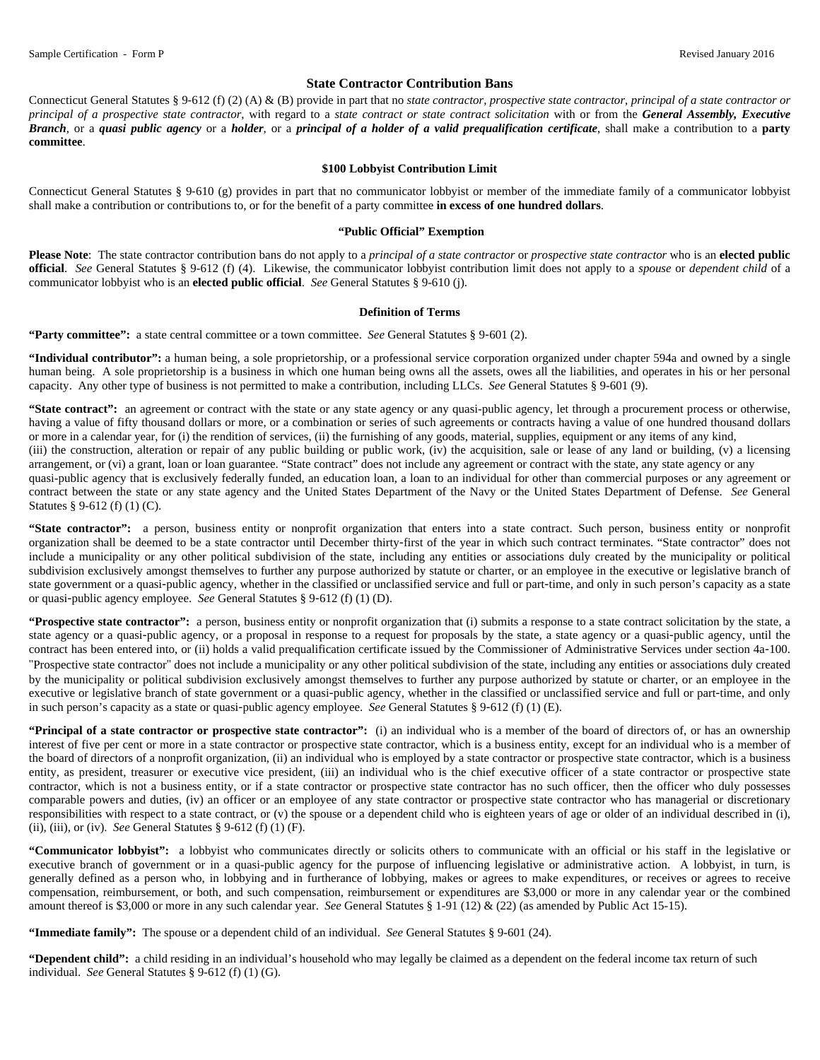## State Contractor Contribution Bans

Connecticut General Statutes § 9-612 (f) (2) (A) & (B) provide in part that no *state contractor, prospective state contractor, principal of a state contractor or principal of a prospective state contractor*, with regard to a *state contract or state contract solicitation* with or from the ***General Assembly, Executive Branch***, or a ***quasi public agency*** or a ***holder***, or a ***principal of a holder of a valid prequalification certificate***, shall make a contribution to a **party committee**.

## $100 Lobbyist Contribution Limit

Connecticut General Statutes § 9-610 (g) provides in part that no communicator lobbyist or member of the immediate family of a communicator lobbyist shall make a contribution or contributions to, or for the benefit of a party committee **in excess of one hundred dollars**.

## "Public Official" Exemption

**Please Note**: The state contractor contribution bans do not apply to a *principal of a state contractor* or *prospective state contractor* who is an **elected public official**. *See* General Statutes § 9-612 (f) (4). Likewise, the communicator lobbyist contribution limit does not apply to a *spouse* or *dependent child* of a communicator lobbyist who is an **elected public official**. *See* General Statutes § 9-610 (j).

## Definition of Terms

**"Party committee":** a state central committee or a town committee. *See* General Statutes § 9-601 (2).

**"Individual contributor":** a human being, a sole proprietorship, or a professional service corporation organized under chapter 594a and owned by a single human being. A sole proprietorship is a business in which one human being owns all the assets, owes all the liabilities, and operates in his or her personal capacity. Any other type of business is not permitted to make a contribution, including LLCs. *See* General Statutes § 9-601 (9).

**"State contract":** an agreement or contract with the state or any state agency or any quasi-public agency, let through a procurement process or otherwise, having a value of fifty thousand dollars or more, or a combination or series of such agreements or contracts having a value of one hundred thousand dollars or more in a calendar year, for (i) the rendition of services, (ii) the furnishing of any goods, material, supplies, equipment or any items of any kind, (iii) the construction, alteration or repair of any public building or public work, (iv) the acquisition, sale or lease of any land or building, (v) a licensing arrangement, or (vi) a grant, loan or loan guarantee. "State contract" does not include any agreement or contract with the state, any state agency or any quasi-public agency that is exclusively federally funded, an education loan, a loan to an individual for other than commercial purposes or any agreement or contract between the state or any state agency and the United States Department of the Navy or the United States Department of Defense. *See* General Statutes § 9-612 (f) (1) (C).

**"State contractor":** a person, business entity or nonprofit organization that enters into a state contract. Such person, business entity or nonprofit organization shall be deemed to be a state contractor until December thirty-first of the year in which such contract terminates. "State contractor" does not include a municipality or any other political subdivision of the state, including any entities or associations duly created by the municipality or political subdivision exclusively amongst themselves to further any purpose authorized by statute or charter, or an employee in the executive or legislative branch of state government or a quasi-public agency, whether in the classified or unclassified service and full or part-time, and only in such person's capacity as a state or quasi-public agency employee. *See* General Statutes § 9-612 (f) (1) (D).

**"Prospective state contractor":** a person, business entity or nonprofit organization that (i) submits a response to a state contract solicitation by the state, a state agency or a quasi-public agency, or a proposal in response to a request for proposals by the state, a state agency or a quasi-public agency, until the contract has been entered into, or (ii) holds a valid prequalification certificate issued by the Commissioner of Administrative Services under section 4a-100. "Prospective state contractor" does not include a municipality or any other political subdivision of the state, including any entities or associations duly created by the municipality or political subdivision exclusively amongst themselves to further any purpose authorized by statute or charter, or an employee in the executive or legislative branch of state government or a quasi-public agency, whether in the classified or unclassified service and full or part-time, and only in such person's capacity as a state or quasi-public agency employee. *See* General Statutes § 9-612 (f) (1) (E).

**"Principal of a state contractor or prospective state contractor":** (i) an individual who is a member of the board of directors of, or has an ownership interest of five per cent or more in a state contractor or prospective state contractor, which is a business entity, except for an individual who is a member of the board of directors of a nonprofit organization, (ii) an individual who is employed by a state contractor or prospective state contractor, which is a business entity, as president, treasurer or executive vice president, (iii) an individual who is the chief executive officer of a state contractor or prospective state contractor, which is not a business entity, or if a state contractor or prospective state contractor has no such officer, then the officer who duly possesses comparable powers and duties, (iv) an officer or an employee of any state contractor or prospective state contractor who has managerial or discretionary responsibilities with respect to a state contract, or (v) the spouse or a dependent child who is eighteen years of age or older of an individual described in (i), (ii), (iii), or (iv). *See* General Statutes § 9-612 (f) (1) (F).

**"Communicator lobbyist":** a lobbyist who communicates directly or solicits others to communicate with an official or his staff in the legislative or executive branch of government or in a quasi-public agency for the purpose of influencing legislative or administrative action. A lobbyist, in turn, is generally defined as a person who, in lobbying and in furtherance of lobbying, makes or agrees to make expenditures, or receives or agrees to receive compensation, reimbursement, or both, and such compensation, reimbursement or expenditures are $3,000 or more in any calendar year or the combined amount thereof is $3,000 or more in any such calendar year. *See* General Statutes § 1-91 (12) & (22) (as amended by Public Act 15-15).

**"Immediate family":** The spouse or a dependent child of an individual. *See* General Statutes § 9-601 (24).

**"Dependent child":** a child residing in an individual's household who may legally be claimed as a dependent on the federal income tax return of such individual. *See* General Statutes § 9-612 (f) (1) (G).